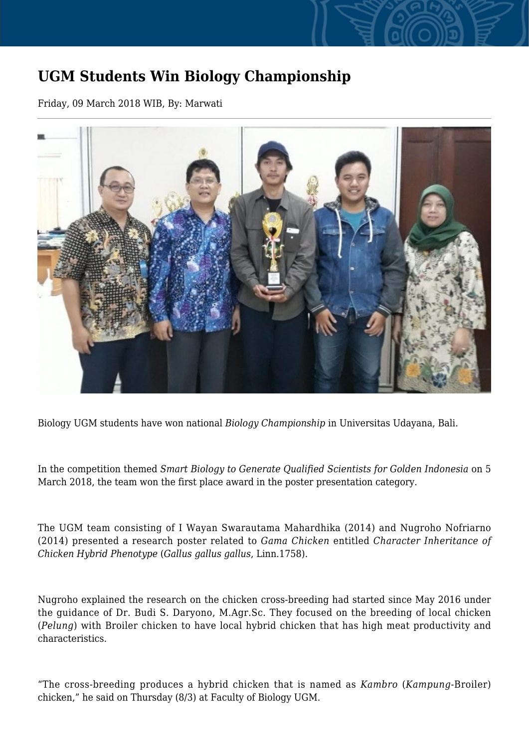# UGM Students Win Biology Championship

Friday, 09 March 2018 WIB, By: Marwati

Biology UGM students have won national *Biology Championship* in Universitas Udayana, Bali.

In the competition themed *Smart Biology to Generate Qualified Scientists for Golden Indonesia* on 5 March 2018, the team won the first place award in the poster presentation category.

The UGM team consisting of I Wayan Swarautama Mahardhika (2014) and Nugroho Nofriarno (2014) presented a research poster related to *Gama Chicken* entitled *Character Inheritance of Chicken Hybrid Phenotype* (*Gallus gallus gallus*, Linn.1758).

Nugroho explained the research on the chicken cross-breeding had started since May 2016 under the guidance of Dr. Budi S. Daryono, M.Agr.Sc. They focused on the breeding of local chicken (*Pelung*) with Broiler chicken to have local hybrid chicken that has high meat productivity and characteristics.

"The cross-breeding produces a hybrid chicken that is named as *Kambro* (*Kampung*-Broiler) chicken," he said on Thursday (8/3) at Faculty of Biology UGM.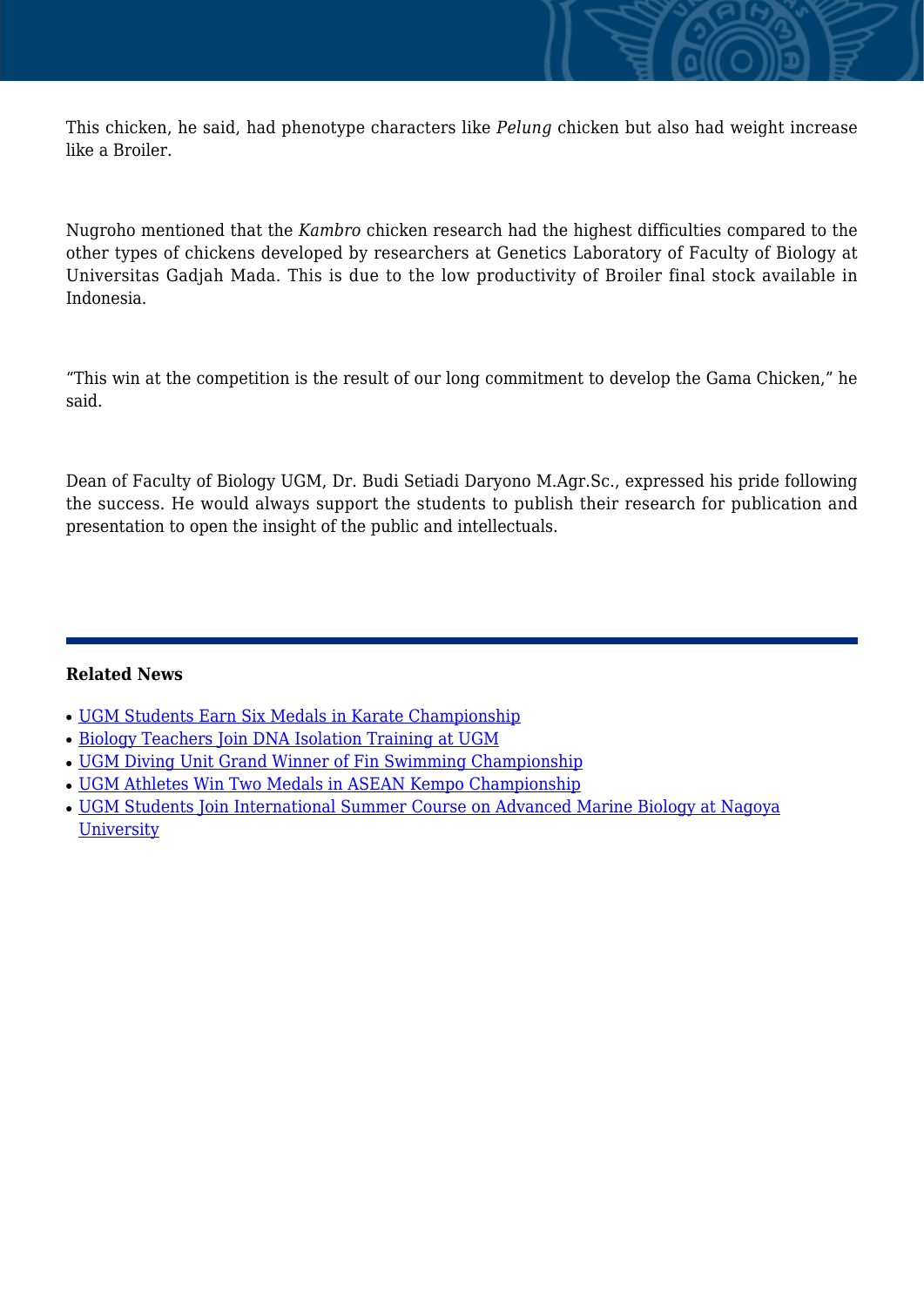This chicken, he said, had phenotype characters like *Pelung* chicken but also had weight increase like a Broiler.

Nugroho mentioned that the *Kambro* chicken research had the highest difficulties compared to the other types of chickens developed by researchers at Genetics Laboratory of Faculty of Biology at Universitas Gadjah Mada. This is due to the low productivity of Broiler final stock available in Indonesia.

"This win at the competition is the result of our long commitment to develop the Gama Chicken," he said.

Dean of Faculty of Biology UGM, Dr. Budi Setiadi Daryono M.Agr.Sc., expressed his pride following the success. He would always support the students to publish their research for publication and presentation to open the insight of the public and intellectuals.

---

**Related News**

- UGM Students Earn Six Medals in Karate Championship
- Biology Teachers Join DNA Isolation Training at UGM
- UGM Diving Unit Grand Winner of Fin Swimming Championship
- UGM Athletes Win Two Medals in ASEAN Kempo Championship
- UGM Students Join International Summer Course on Advanced Marine Biology at Nagoya University